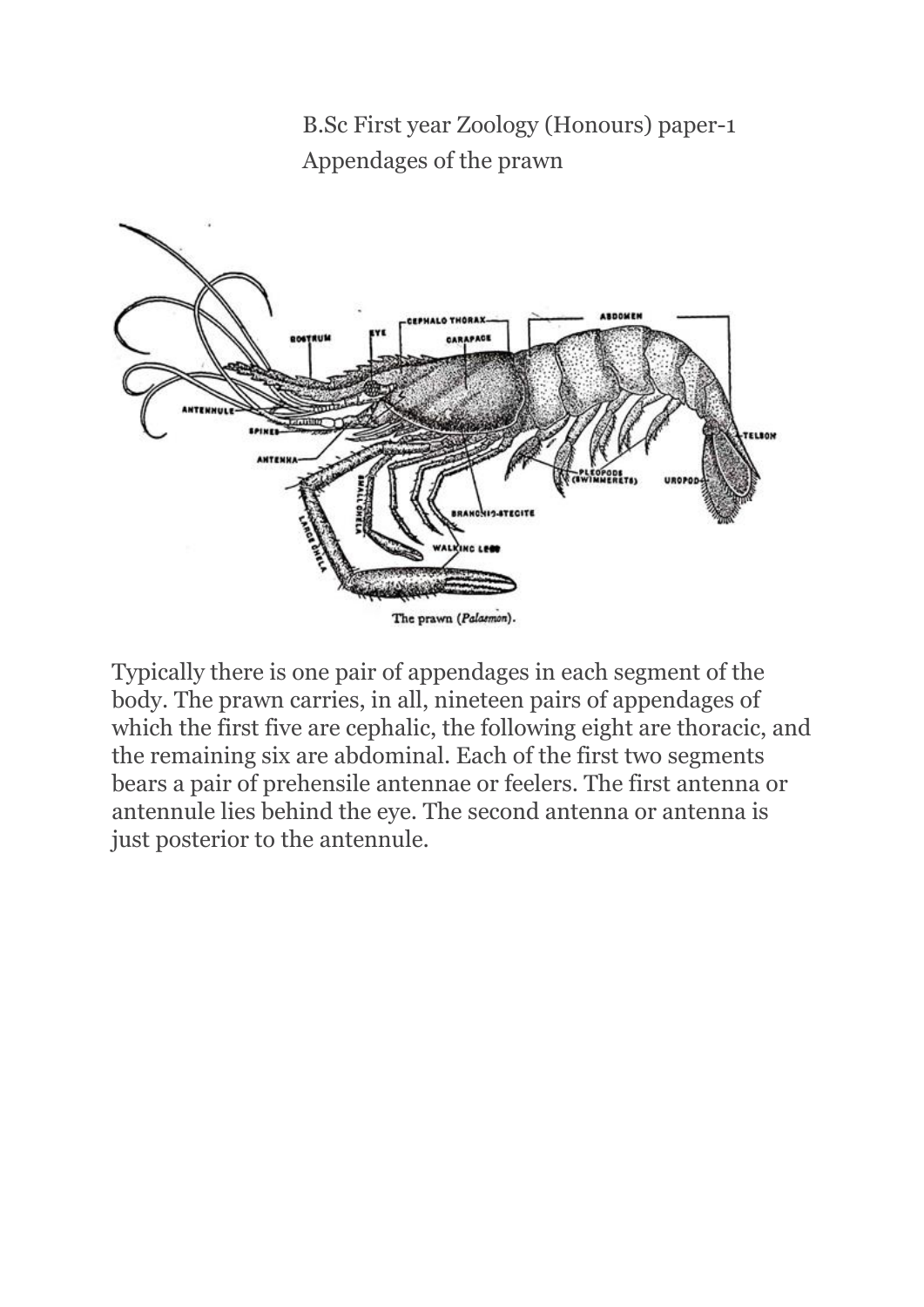B.Sc First year Zoology (Honours) paper-1

Appendages of the prawn

The prawn (*Palaemon*).

Typically there is one pair of appendages in each segment of the body. The prawn carries, in all, nineteen pairs of appendages of which the first five are cephalic, the following eight are thoracic, and the remaining six are abdominal. Each of the first two segments bears a pair of prehensile antennae or feelers. The first antenna or antennule lies behind the eye. The second antenna or antenna is just posterior to the antennule.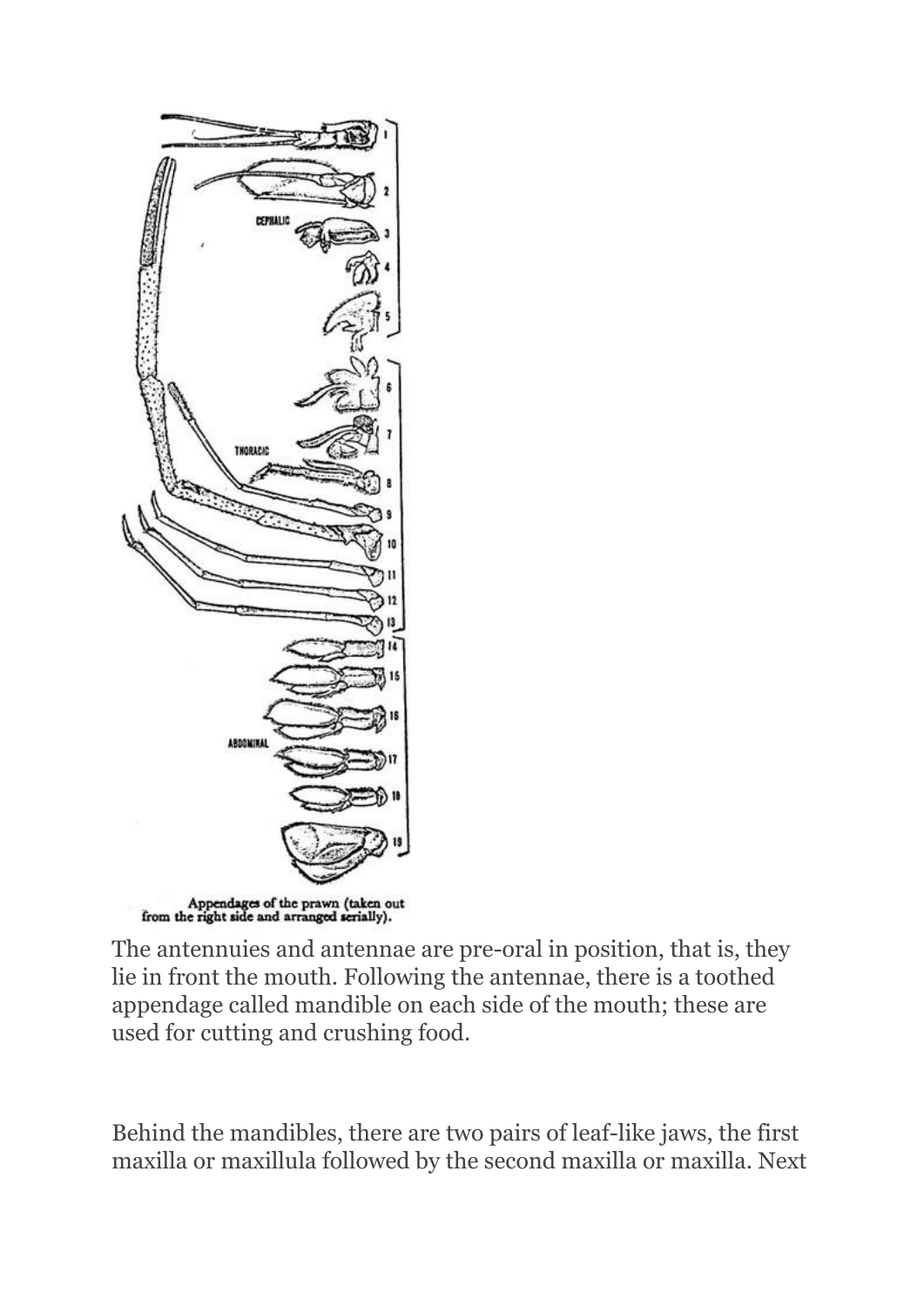Appendages of the prawn (taken out from the right side and arranged serially).

The antennuies and antennae are pre-oral in position, that is, they lie in front the mouth. Following the antennae, there is a toothed appendage called mandible on each side of the mouth; these are used for cutting and crushing food.

Behind the mandibles, there are two pairs of leaf-like jaws, the first maxilla or maxillula followed by the second maxilla or maxilla. Next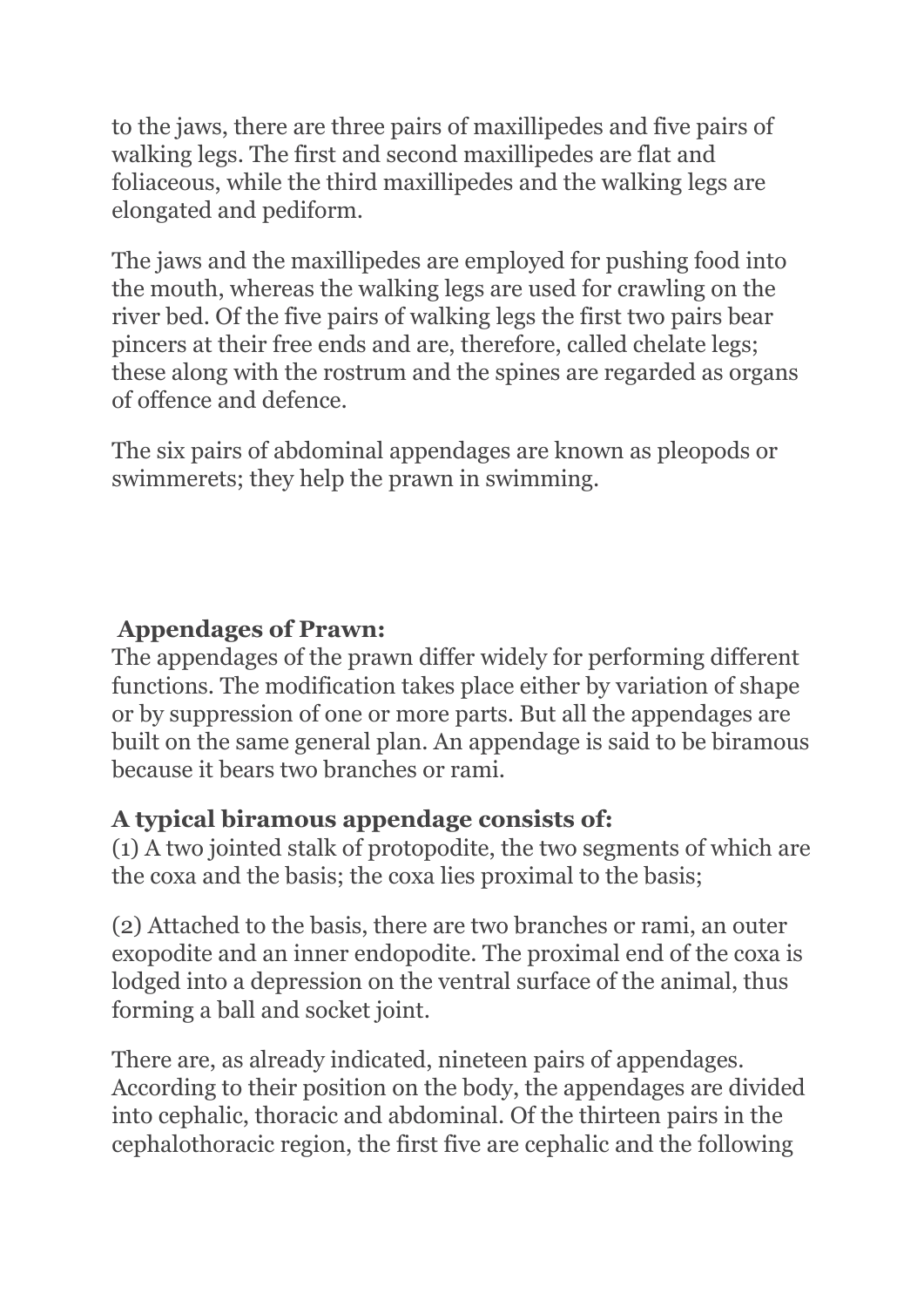to the jaws, there are three pairs of maxillipedes and five pairs of walking legs. The first and second maxillipedes are flat and foliaceous, while the third maxillipedes and the walking legs are elongated and pediform.

The jaws and the maxillipedes are employed for pushing food into the mouth, whereas the walking legs are used for crawling on the river bed. Of the five pairs of walking legs the first two pairs bear pincers at their free ends and are, therefore, called chelate legs; these along with the rostrum and the spines are regarded as organs of offence and defence.

The six pairs of abdominal appendages are known as pleopods or swimmerets; they help the prawn in swimming.

## Appendages of Prawn:

The appendages of the prawn differ widely for performing different functions. The modification takes place either by variation of shape or by suppression of one or more parts. But all the appendages are built on the same general plan. An appendage is said to be biramous because it bears two branches or rami.

### A typical biramous appendage consists of:

(1) A two jointed stalk of protopodite, the two segments of which are the coxa and the basis; the coxa lies proximal to the basis;

(2) Attached to the basis, there are two branches or rami, an outer exopodite and an inner endopodite. The proximal end of the coxa is lodged into a depression on the ventral surface of the animal, thus forming a ball and socket joint.

There are, as already indicated, nineteen pairs of appendages. According to their position on the body, the appendages are divided into cephalic, thoracic and abdominal. Of the thirteen pairs in the cephalothoracic region, the first five are cephalic and the following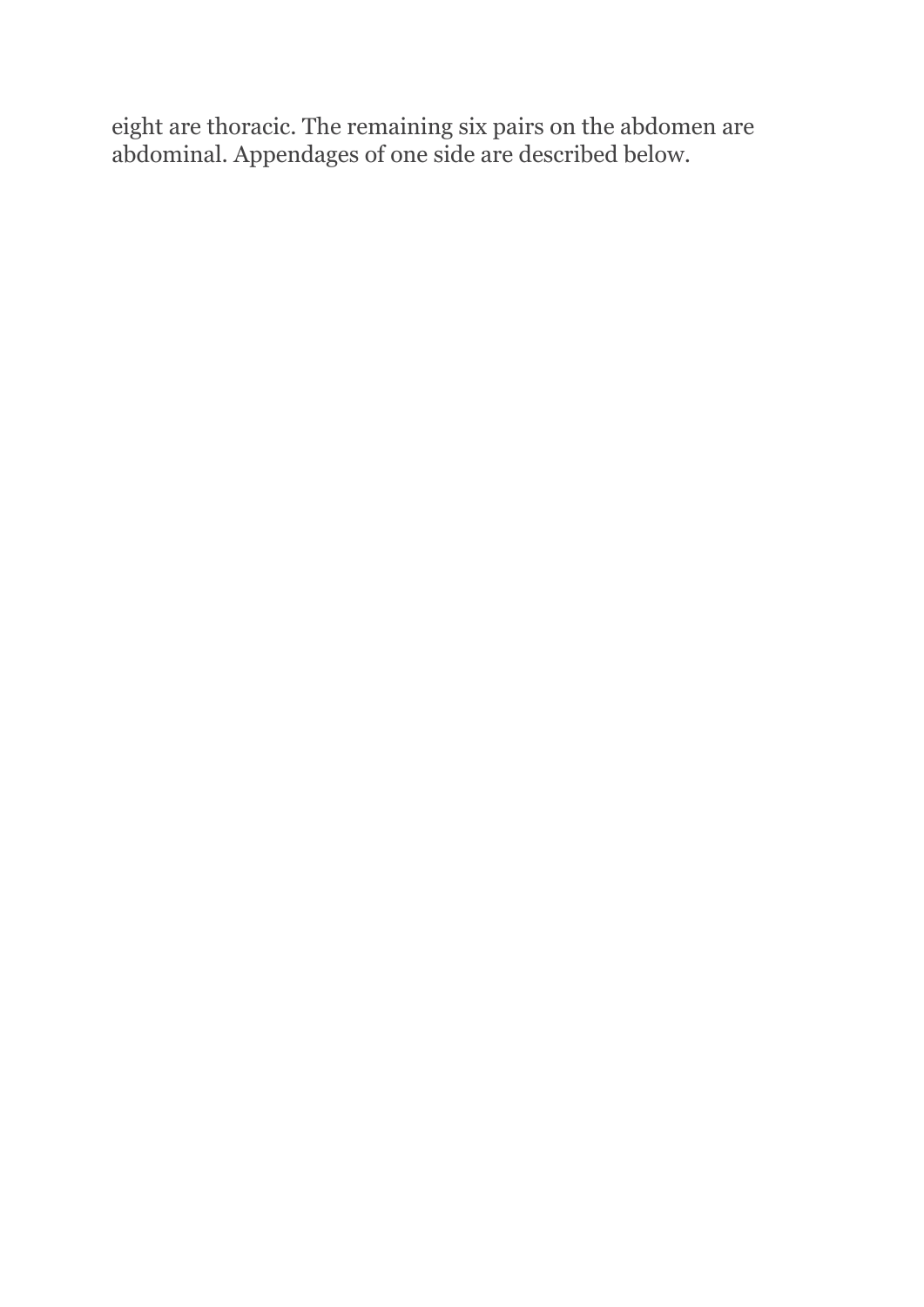eight are thoracic. The remaining six pairs on the abdomen are abdominal. Appendages of one side are described below.